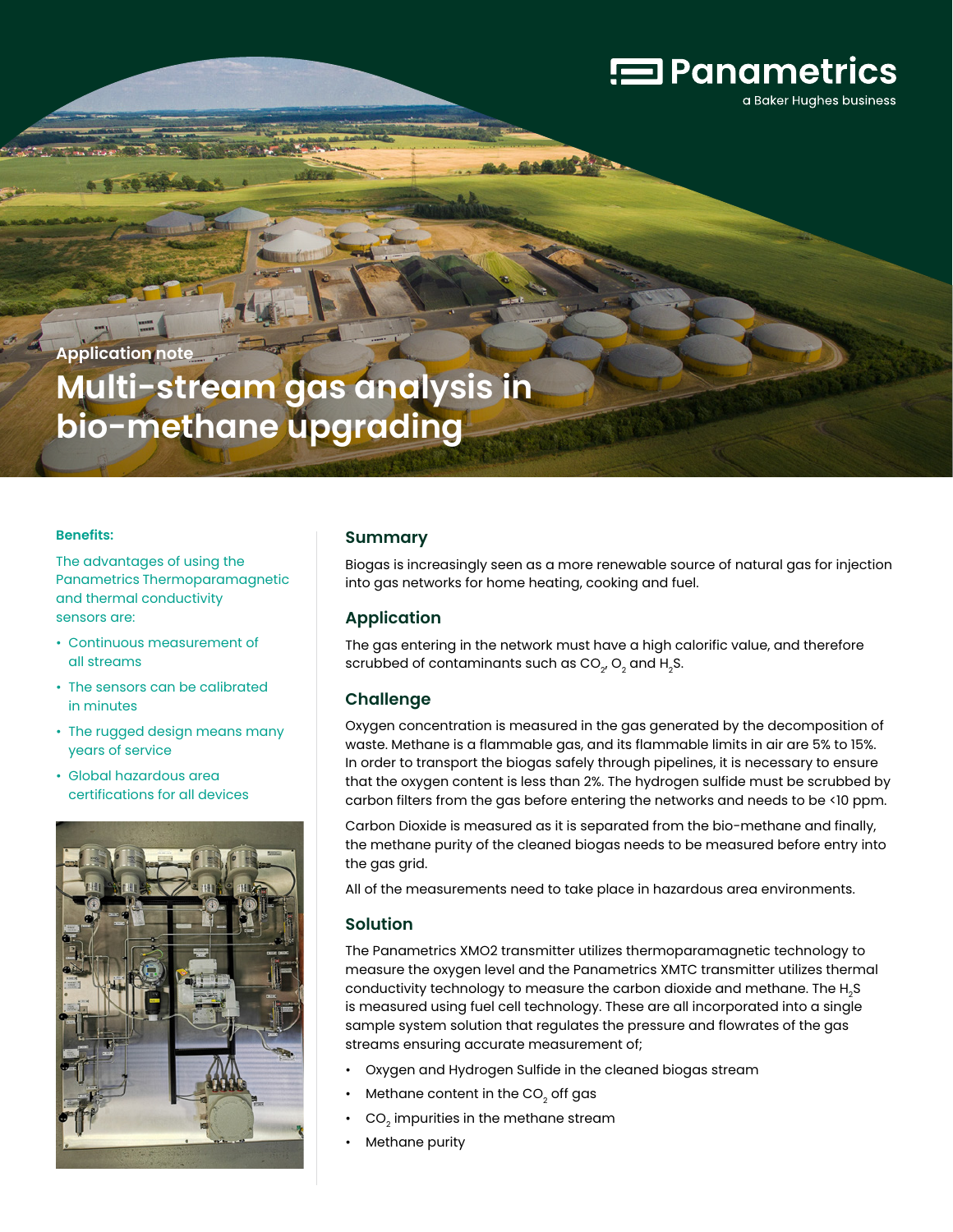Panametrics

a Baker Hughes business

Application note

# Multi-stream gas analysis in bio-methane upgrading

**Benefits:**

The advantages of using the Panametrics Thermoparamagnetic and thermal conductivity sensors are:

- Continuous measurement of all streams
- The sensors can be calibrated in minutes
- The rugged design means many years of service
- Global hazardous area certifications for all devices

## Summary

Biogas is increasingly seen as a more renewable source of natural gas for injection into gas networks for home heating, cooking and fuel.

## Application

The gas entering in the network must have a high calorific value, and therefore scrubbed of contaminants such as $CO_2$, $O_2$ and $H_2S$.

## Challenge

Oxygen concentration is measured in the gas generated by the decomposition of waste. Methane is a flammable gas, and its flammable limits in air are 5% to 15%. In order to transport the biogas safely through pipelines, it is necessary to ensure that the oxygen content is less than 2%. The hydrogen sulfide must be scrubbed by carbon filters from the gas before entering the networks and needs to be <10 ppm.

Carbon Dioxide is measured as it is separated from the bio-methane and finally, the methane purity of the cleaned biogas needs to be measured before entry into the gas grid.

All of the measurements need to take place in hazardous area environments.

## Solution

The Panametrics XMO2 transmitter utilizes thermoparamagnetic technology to measure the oxygen level and the Panametrics XMTC transmitter utilizes thermal conductivity technology to measure the carbon dioxide and methane. The $H_2S$ is measured using fuel cell technology. These are all incorporated into a single sample system solution that regulates the pressure and flowrates of the gas streams ensuring accurate measurement of;

- Oxygen and Hydrogen Sulfide in the cleaned biogas stream
- Methane content in the $CO_2$ off gas
- $CO_2$ impurities in the methane stream
- Methane purity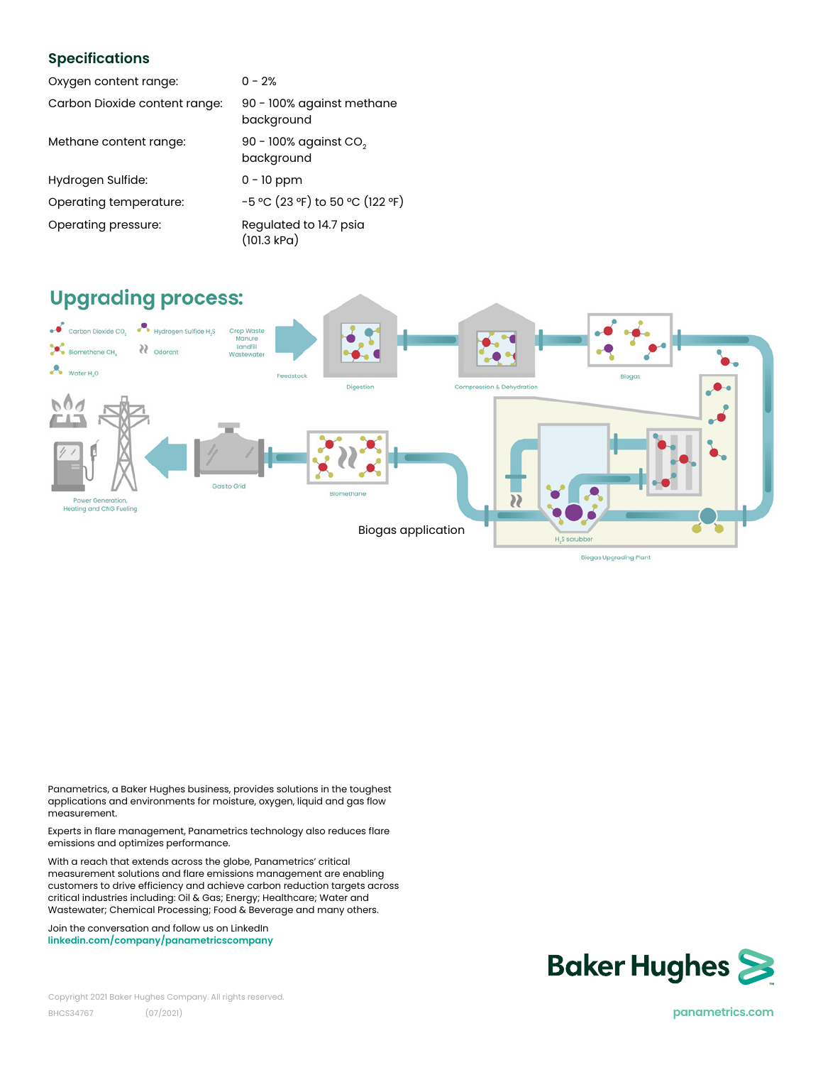## Specifications

| | |
|---|---|
| Oxygen content range: | 0 - 2% |
| Carbon Dioxide content range: | 90 - 100% against methane background |
| Methane content range: | 90 - 100% against $CO_2$ background |
| Hydrogen Sulfide: | 0 - 10 ppm |
| Operating temperature: | -5 °C (23 °F) to 50 °C (122 °F) |
| Operating pressure: | Regulated to 14.7 psia (101.3 kPa) |

## Upgrading process:

Carbon Dioxide $CO_2$
Hydrogen Sulfide $H_2S$
Biomethane $CH_4$
Odorant
Water $H_2O$
Crop Waste
Manure
Landfill
Wastewater
Feedstock
Digestion
Compression & Dehydration
Biogas
$H_2S$ scrubber
Biogas Upgrading Plant
Biomethane
Gas to Grid
Power Generation, Heating and CNG Fueling

Biogas application

Panametrics, a Baker Hughes business, provides solutions in the toughest applications and environments for moisture, oxygen, liquid and gas flow measurement.

Experts in flare management, Panametrics technology also reduces flare emissions and optimizes performance.

With a reach that extends across the globe, Panametrics' critical measurement solutions and flare emissions management are enabling customers to drive efficiency and achieve carbon reduction targets across critical industries including: Oil & Gas; Energy; Healthcare; Water and Wastewater; Chemical Processing; Food & Beverage and many others.

Join the conversation and follow us on LinkedIn
**linkedin.com/company/panametricscompany**

Baker Hughes

Copyright 2021 Baker Hughes Company. All rights reserved.

BHCS34767 (07/2021)

panametrics.com